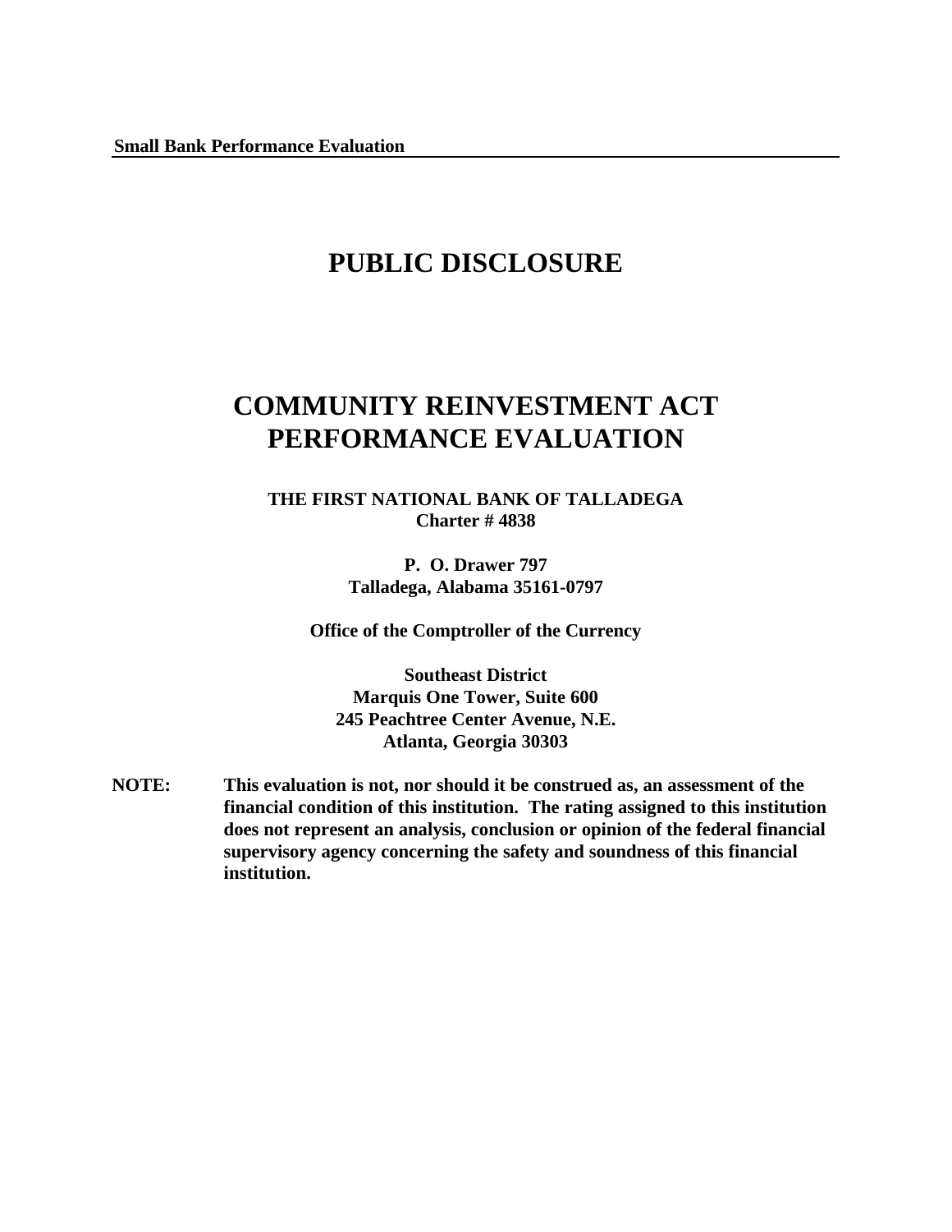Small Bank Performance Evaluation

# PUBLIC DISCLOSURE

# COMMUNITY REINVESTMENT ACT PERFORMANCE EVALUATION

**THE FIRST NATIONAL BANK OF TALLADEGA**
**Charter # 4838**

**P. O. Drawer 797**
**Talladega, Alabama 35161-0797**

**Office of the Comptroller of the Currency**

**Southeast District**
**Marquis One Tower, Suite 600**
**245 Peachtree Center Avenue, N.E.**
**Atlanta, Georgia 30303**

**NOTE:** **This evaluation is not, nor should it be construed as, an assessment of the financial condition of this institution. The rating assigned to this institution does not represent an analysis, conclusion or opinion of the federal financial supervisory agency concerning the safety and soundness of this financial institution.**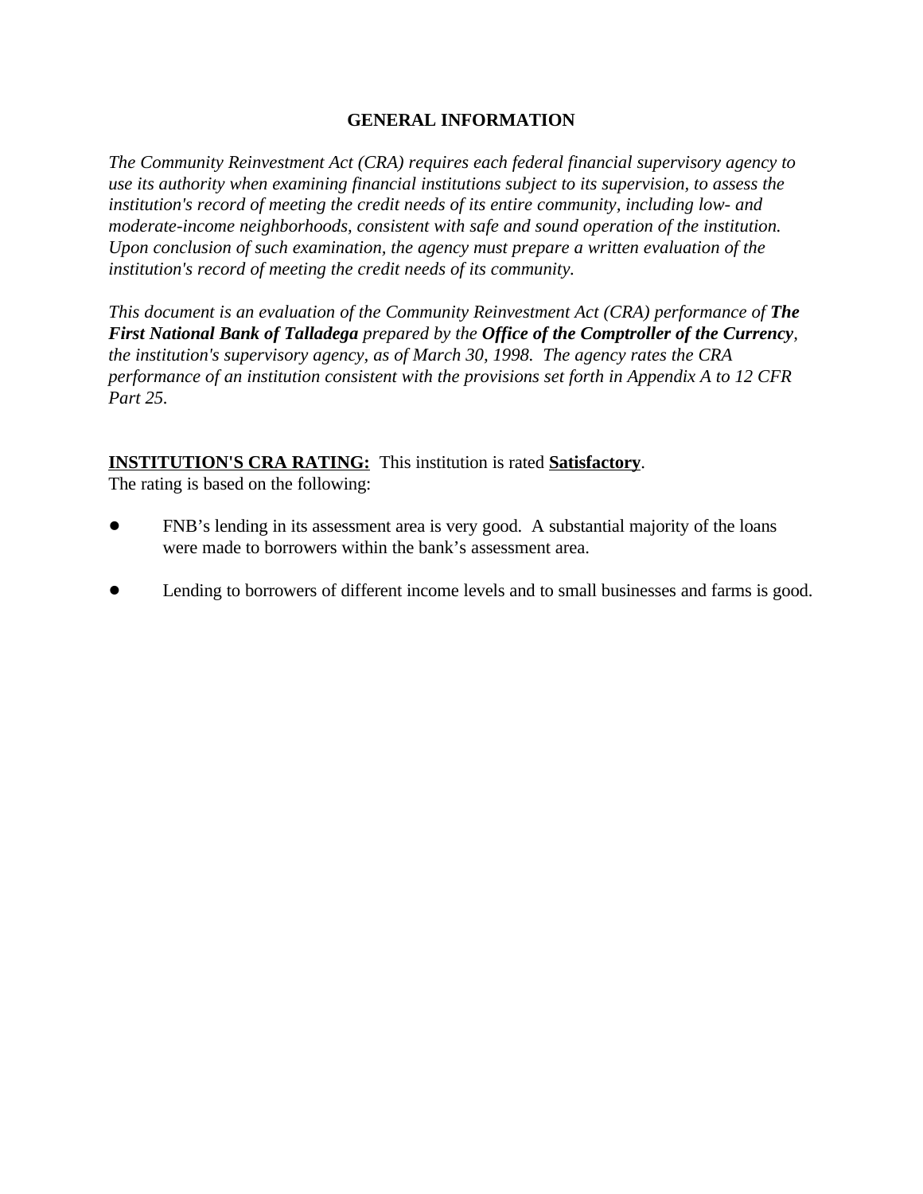## GENERAL INFORMATION

*The Community Reinvestment Act (CRA) requires each federal financial supervisory agency to use its authority when examining financial institutions subject to its supervision, to assess the institution's record of meeting the credit needs of its entire community, including low- and moderate-income neighborhoods, consistent with safe and sound operation of the institution. Upon conclusion of such examination, the agency must prepare a written evaluation of the institution's record of meeting the credit needs of its community.*

*This document is an evaluation of the Community Reinvestment Act (CRA) performance of* ***The First National Bank of Talladega*** *prepared by the* ***Office of the Comptroller of the Currency****, the institution's supervisory agency, as of March 30, 1998. The agency rates the CRA performance of an institution consistent with the provisions set forth in Appendix A to 12 CFR Part 25.*

**INSTITUTION'S CRA RATING:** This institution is rated **Satisfactory**.
The rating is based on the following:

- FNB's lending in its assessment area is very good. A substantial majority of the loans were made to borrowers within the bank's assessment area.
- Lending to borrowers of different income levels and to small businesses and farms is good.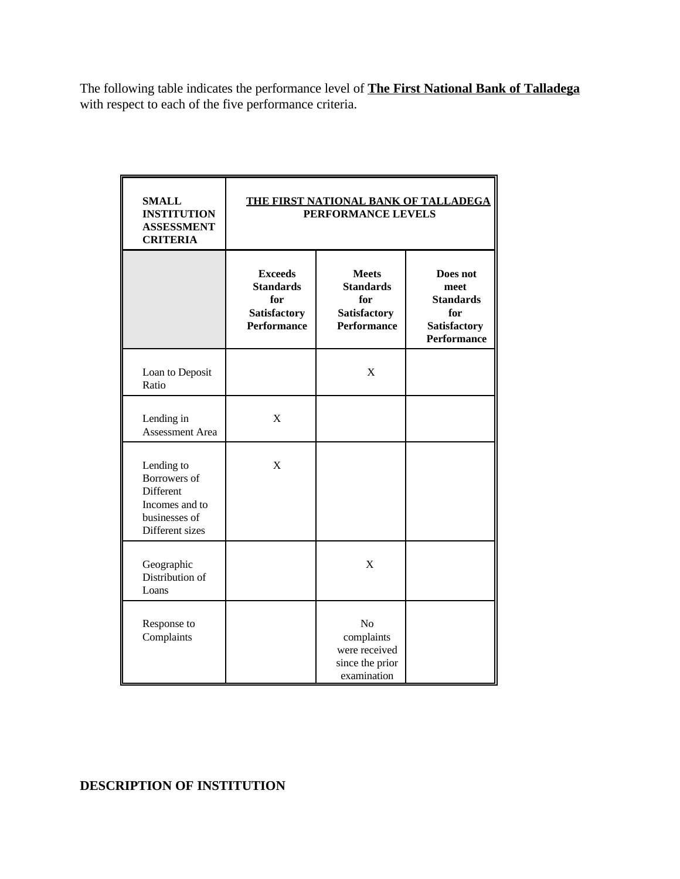The following table indicates the performance level of **The First National Bank of Talladega** with respect to each of the five performance criteria.

| **SMALL INSTITUTION ASSESSMENT CRITERIA** | **THE FIRST NATIONAL BANK OF TALLADEGA PERFORMANCE LEVELS** | | |
|---|---|---|---|
| | **Exceeds Standards for Satisfactory Performance** | **Meets Standards for Satisfactory Performance** | **Does not meet Standards for Satisfactory Performance** |
| Loan to Deposit Ratio | | X | |
| Lending in Assessment Area | X | | |
| Lending to Borrowers of Different Incomes and to businesses of Different sizes | X | | |
| Geographic Distribution of Loans | | X | |
| Response to Complaints | | No complaints were received since the prior examination | |

**DESCRIPTION OF INSTITUTION**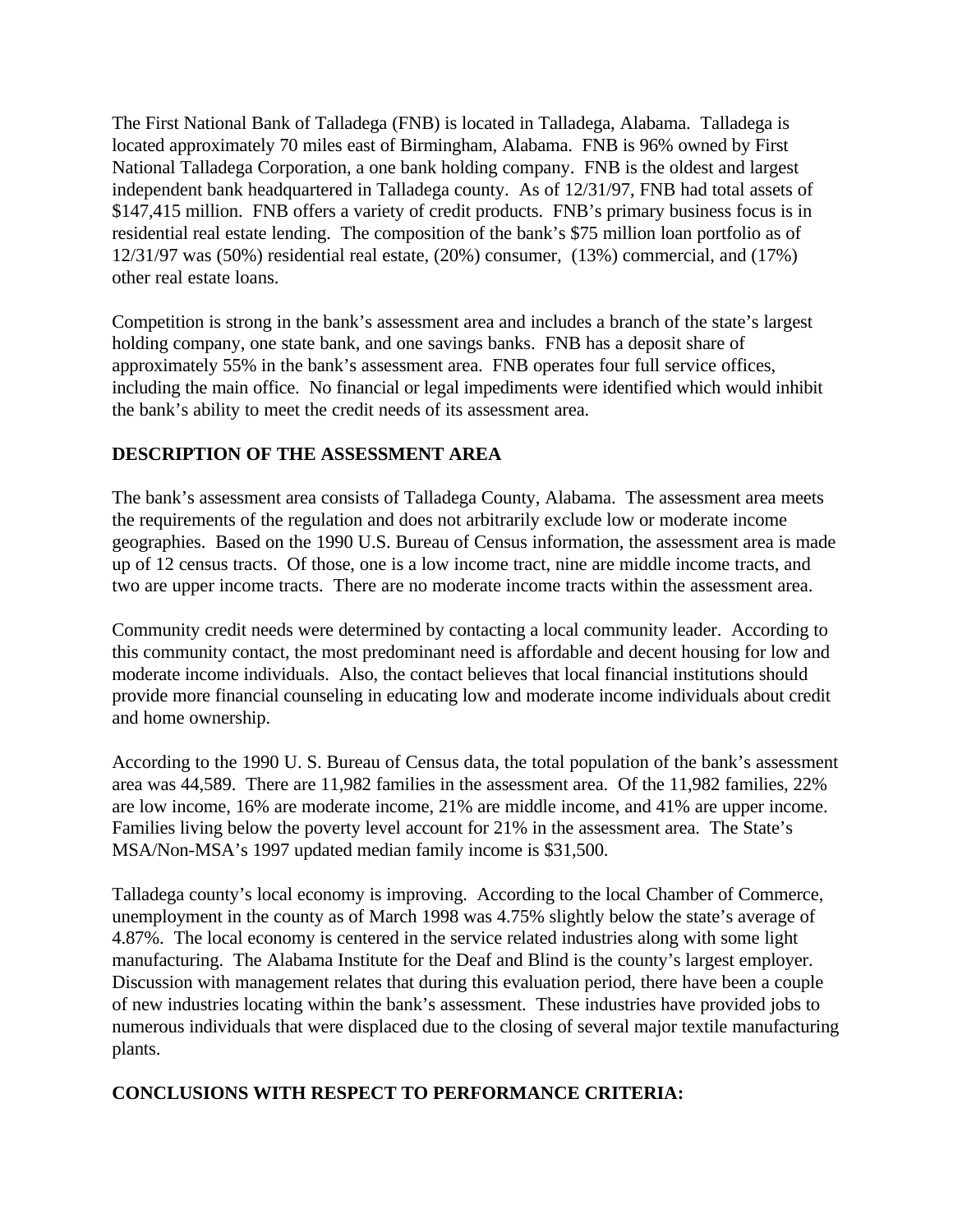The First National Bank of Talladega (FNB) is located in Talladega, Alabama. Talladega is located approximately 70 miles east of Birmingham, Alabama. FNB is 96% owned by First National Talladega Corporation, a one bank holding company. FNB is the oldest and largest independent bank headquartered in Talladega county. As of 12/31/97, FNB had total assets of $147,415 million. FNB offers a variety of credit products. FNB's primary business focus is in residential real estate lending. The composition of the bank's $75 million loan portfolio as of 12/31/97 was (50%) residential real estate, (20%) consumer, (13%) commercial, and (17%) other real estate loans.

Competition is strong in the bank's assessment area and includes a branch of the state's largest holding company, one state bank, and one savings banks. FNB has a deposit share of approximately 55% in the bank's assessment area. FNB operates four full service offices, including the main office. No financial or legal impediments were identified which would inhibit the bank's ability to meet the credit needs of its assessment area.

## DESCRIPTION OF THE ASSESSMENT AREA

The bank's assessment area consists of Talladega County, Alabama. The assessment area meets the requirements of the regulation and does not arbitrarily exclude low or moderate income geographies. Based on the 1990 U.S. Bureau of Census information, the assessment area is made up of 12 census tracts. Of those, one is a low income tract, nine are middle income tracts, and two are upper income tracts. There are no moderate income tracts within the assessment area.

Community credit needs were determined by contacting a local community leader. According to this community contact, the most predominant need is affordable and decent housing for low and moderate income individuals. Also, the contact believes that local financial institutions should provide more financial counseling in educating low and moderate income individuals about credit and home ownership.

According to the 1990 U. S. Bureau of Census data, the total population of the bank's assessment area was 44,589. There are 11,982 families in the assessment area. Of the 11,982 families, 22% are low income, 16% are moderate income, 21% are middle income, and 41% are upper income. Families living below the poverty level account for 21% in the assessment area. The State's MSA/Non-MSA's 1997 updated median family income is $31,500.

Talladega county's local economy is improving. According to the local Chamber of Commerce, unemployment in the county as of March 1998 was 4.75% slightly below the state's average of 4.87%. The local economy is centered in the service related industries along with some light manufacturing. The Alabama Institute for the Deaf and Blind is the county's largest employer. Discussion with management relates that during this evaluation period, there have been a couple of new industries locating within the bank's assessment. These industries have provided jobs to numerous individuals that were displaced due to the closing of several major textile manufacturing plants.

## CONCLUSIONS WITH RESPECT TO PERFORMANCE CRITERIA: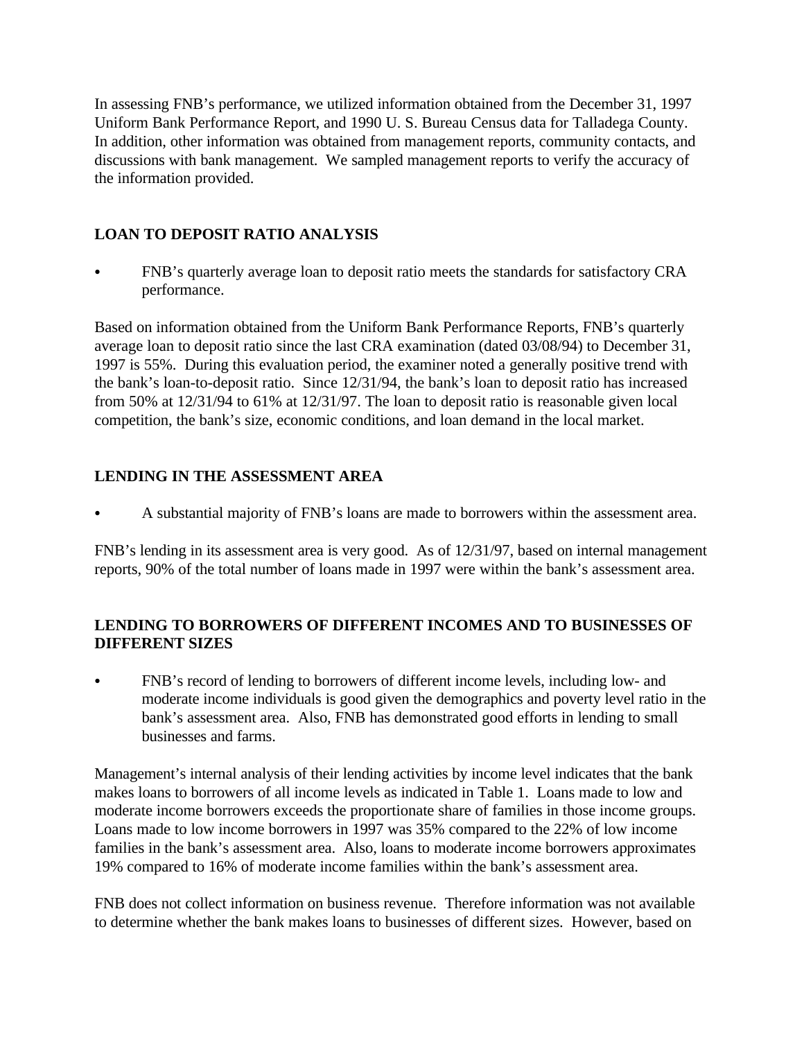In assessing FNB's performance, we utilized information obtained from the December 31, 1997 Uniform Bank Performance Report, and 1990 U. S. Bureau Census data for Talladega County. In addition, other information was obtained from management reports, community contacts, and discussions with bank management. We sampled management reports to verify the accuracy of the information provided.

## LOAN TO DEPOSIT RATIO ANALYSIS

- FNB's quarterly average loan to deposit ratio meets the standards for satisfactory CRA performance.

Based on information obtained from the Uniform Bank Performance Reports, FNB's quarterly average loan to deposit ratio since the last CRA examination (dated 03/08/94) to December 31, 1997 is 55%. During this evaluation period, the examiner noted a generally positive trend with the bank's loan-to-deposit ratio. Since 12/31/94, the bank's loan to deposit ratio has increased from 50% at 12/31/94 to 61% at 12/31/97. The loan to deposit ratio is reasonable given local competition, the bank's size, economic conditions, and loan demand in the local market.

## LENDING IN THE ASSESSMENT AREA

- A substantial majority of FNB's loans are made to borrowers within the assessment area.

FNB's lending in its assessment area is very good. As of 12/31/97, based on internal management reports, 90% of the total number of loans made in 1997 were within the bank's assessment area.

## LENDING TO BORROWERS OF DIFFERENT INCOMES AND TO BUSINESSES OF DIFFERENT SIZES

- FNB's record of lending to borrowers of different income levels, including low- and moderate income individuals is good given the demographics and poverty level ratio in the bank's assessment area. Also, FNB has demonstrated good efforts in lending to small businesses and farms.

Management's internal analysis of their lending activities by income level indicates that the bank makes loans to borrowers of all income levels as indicated in Table 1. Loans made to low and moderate income borrowers exceeds the proportionate share of families in those income groups. Loans made to low income borrowers in 1997 was 35% compared to the 22% of low income families in the bank's assessment area. Also, loans to moderate income borrowers approximates 19% compared to 16% of moderate income families within the bank's assessment area.

FNB does not collect information on business revenue. Therefore information was not available to determine whether the bank makes loans to businesses of different sizes. However, based on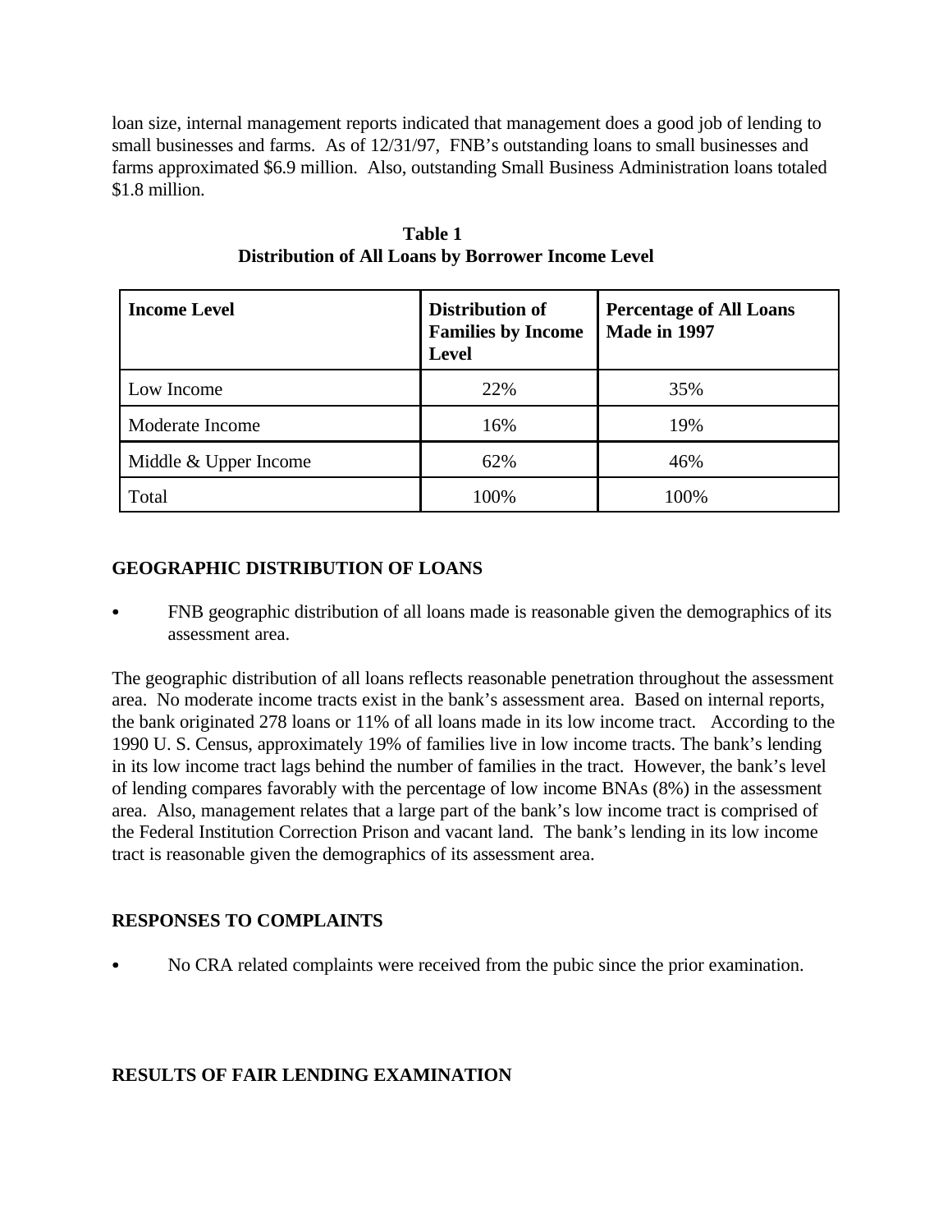loan size, internal management reports indicated that management does a good job of lending to small businesses and farms. As of 12/31/97, FNB's outstanding loans to small businesses and farms approximated $6.9 million. Also, outstanding Small Business Administration loans totaled $1.8 million.

**Table 1**
**Distribution of All Loans by Borrower Income Level**

| Income Level | Distribution of Families by Income Level | Percentage of All Loans Made in 1997 |
|---|---|---|
| Low Income | 22% | 35% |
| Moderate Income | 16% | 19% |
| Middle & Upper Income | 62% | 46% |
| Total | 100% | 100% |

## GEOGRAPHIC DISTRIBUTION OF LOANS

- FNB geographic distribution of all loans made is reasonable given the demographics of its assessment area.

The geographic distribution of all loans reflects reasonable penetration throughout the assessment area. No moderate income tracts exist in the bank's assessment area. Based on internal reports, the bank originated 278 loans or 11% of all loans made in its low income tract. According to the 1990 U. S. Census, approximately 19% of families live in low income tracts. The bank's lending in its low income tract lags behind the number of families in the tract. However, the bank's level of lending compares favorably with the percentage of low income BNAs (8%) in the assessment area. Also, management relates that a large part of the bank's low income tract is comprised of the Federal Institution Correction Prison and vacant land. The bank's lending in its low income tract is reasonable given the demographics of its assessment area.

## RESPONSES TO COMPLAINTS

- No CRA related complaints were received from the pubic since the prior examination.

## RESULTS OF FAIR LENDING EXAMINATION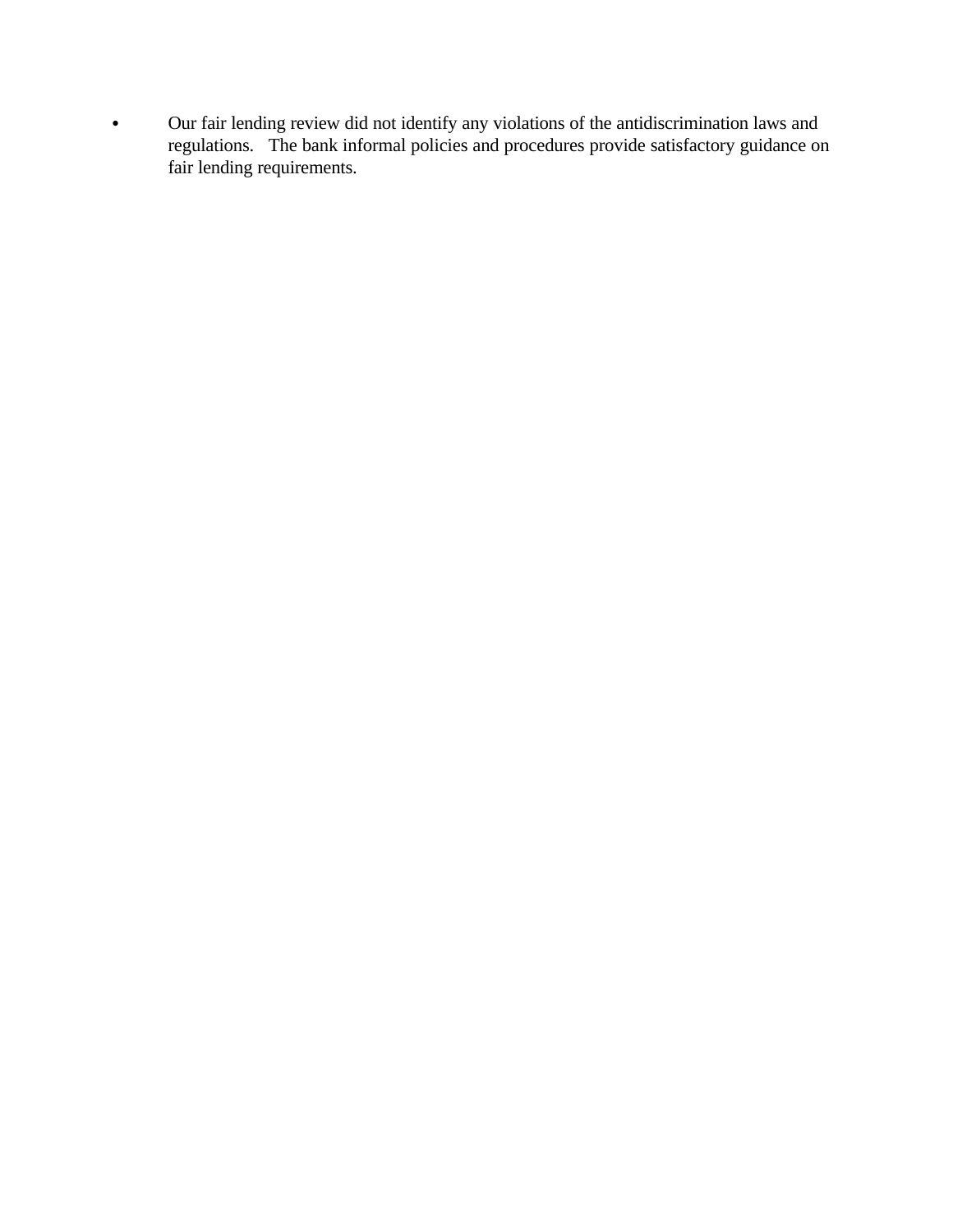- Our fair lending review did not identify any violations of the antidiscrimination laws and regulations. The bank informal policies and procedures provide satisfactory guidance on fair lending requirements.